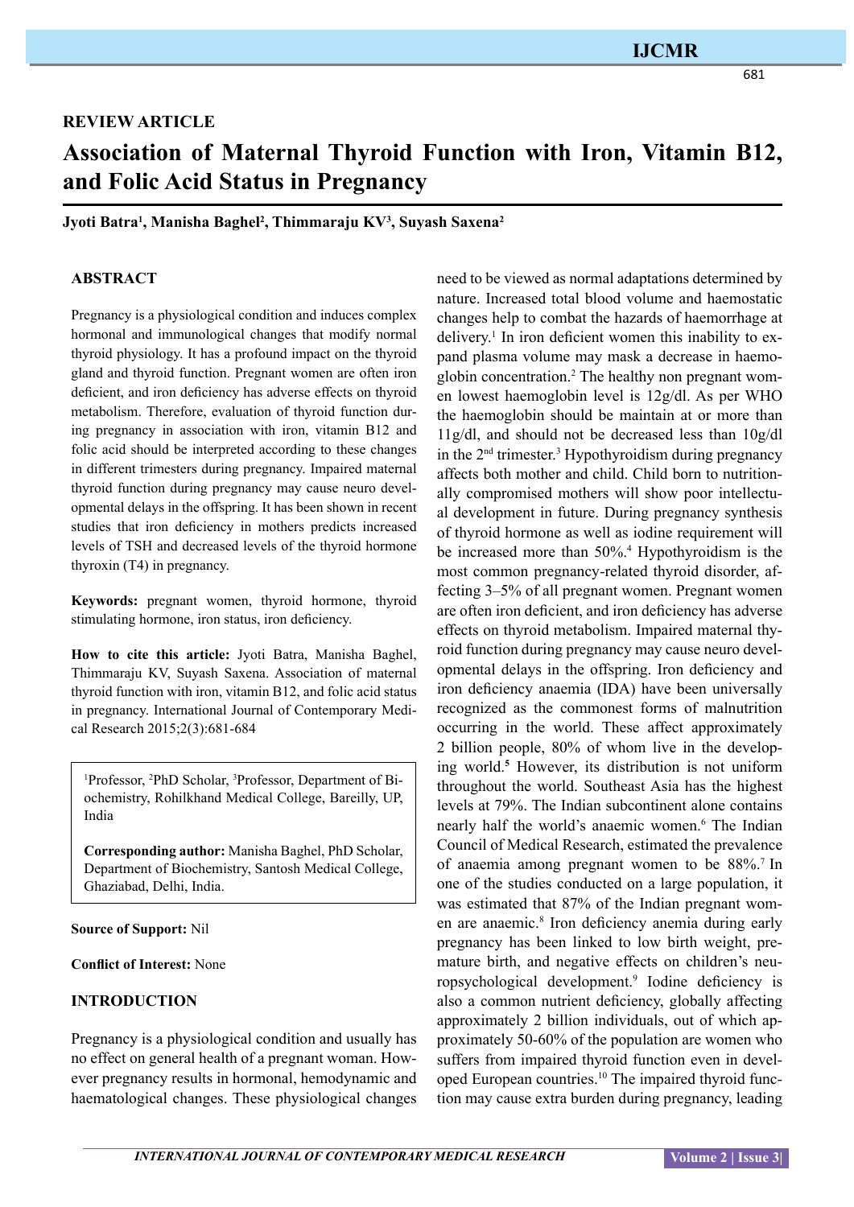REVIEW ARTICLE

# Association of Maternal Thyroid Function with Iron, Vitamin B12, and Folic Acid Status in Pregnancy

**Jyoti Batra[1], Manisha Baghel[2], Thimmaraju KV[3], Suyash Saxena[2]**

## ABSTRACT

Pregnancy is a physiological condition and induces complex hormonal and immunological changes that modify normal thyroid physiology. It has a profound impact on the thyroid gland and thyroid function. Pregnant women are often iron deficient, and iron deficiency has adverse effects on thyroid metabolism. Therefore, evaluation of thyroid function during pregnancy in association with iron, vitamin B12 and folic acid should be interpreted according to these changes in different trimesters during pregnancy. Impaired maternal thyroid function during pregnancy may cause neuro developmental delays in the offspring. It has been shown in recent studies that iron deficiency in mothers predicts increased levels of TSH and decreased levels of the thyroid hormone thyroxin (T4) in pregnancy.

**Keywords:** pregnant women, thyroid hormone, thyroid stimulating hormone, iron status, iron deficiency.

**How to cite this article:** Jyoti Batra, Manisha Baghel, Thimmaraju KV, Suyash Saxena. Association of maternal thyroid function with iron, vitamin B12, and folic acid status in pregnancy. International Journal of Contemporary Medical Research 2015;2(3):681-684

[1]Professor, [2]PhD Scholar, [3]Professor, Department of Biochemistry, Rohilkhand Medical College, Bareilly, UP, India

**Corresponding author:** Manisha Baghel, PhD Scholar, Department of Biochemistry, Santosh Medical College, Ghaziabad, Delhi, India.

**Source of Support:** Nil

**Conflict of Interest:** None

## INTRODUCTION

Pregnancy is a physiological condition and usually has no effect on general health of a pregnant woman. However pregnancy results in hormonal, hemodynamic and haematological changes. These physiological changes need to be viewed as normal adaptations determined by nature. Increased total blood volume and haemostatic changes help to combat the hazards of haemorrhage at delivery.[1] In iron deficient women this inability to expand plasma volume may mask a decrease in haemoglobin concentration.[2] The healthy non pregnant women lowest haemoglobin level is 12g/dl. As per WHO the haemoglobin should be maintain at or more than 11g/dl, and should not be decreased less than 10g/dl in the 2nd trimester.[3] Hypothyroidism during pregnancy affects both mother and child. Child born to nutritionally compromised mothers will show poor intellectual development in future. During pregnancy synthesis of thyroid hormone as well as iodine requirement will be increased more than 50%.[4] Hypothyroidism is the most common pregnancy-related thyroid disorder, affecting 3–5% of all pregnant women. Pregnant women are often iron deficient, and iron deficiency has adverse effects on thyroid metabolism. Impaired maternal thyroid function during pregnancy may cause neuro developmental delays in the offspring. Iron deficiency and iron deficiency anaemia (IDA) have been universally recognized as the commonest forms of malnutrition occurring in the world. These affect approximately 2 billion people, 80% of whom live in the developing world.[5] However, its distribution is not uniform throughout the world. Southeast Asia has the highest levels at 79%. The Indian subcontinent alone contains nearly half the world's anaemic women.[6] The Indian Council of Medical Research, estimated the prevalence of anaemia among pregnant women to be 88%.[7] In one of the studies conducted on a large population, it was estimated that 87% of the Indian pregnant women are anaemic.[8] Iron deficiency anemia during early pregnancy has been linked to low birth weight, premature birth, and negative effects on children's neuropsychological development.[9] Iodine deficiency is also a common nutrient deficiency, globally affecting approximately 2 billion individuals, out of which approximately 50-60% of the population are women who suffers from impaired thyroid function even in developed European countries.[10] The impaired thyroid function may cause extra burden during pregnancy, leading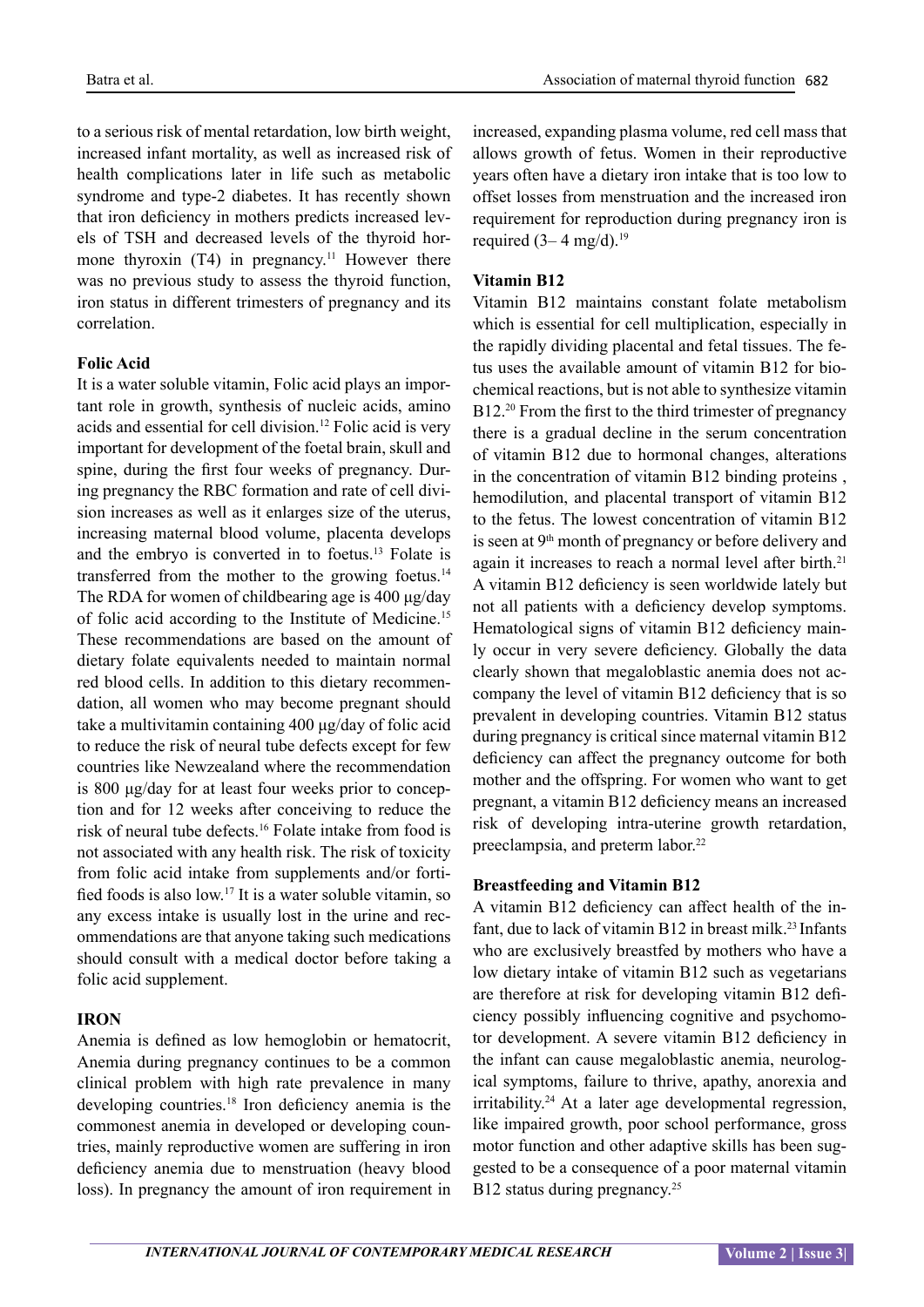to a serious risk of mental retardation, low birth weight, increased infant mortality, as well as increased risk of health complications later in life such as metabolic syndrome and type-2 diabetes. It has recently shown that iron deficiency in mothers predicts increased levels of TSH and decreased levels of the thyroid hormone thyroxin (T4) in pregnancy.[11] However there was no previous study to assess the thyroid function, iron status in different trimesters of pregnancy and its correlation.

### Folic Acid

It is a water soluble vitamin, Folic acid plays an important role in growth, synthesis of nucleic acids, amino acids and essential for cell division.[12] Folic acid is very important for development of the foetal brain, skull and spine, during the first four weeks of pregnancy. During pregnancy the RBC formation and rate of cell division increases as well as it enlarges size of the uterus, increasing maternal blood volume, placenta develops and the embryo is converted in to foetus.[13] Folate is transferred from the mother to the growing foetus.[14] The RDA for women of childbearing age is 400 µg/day of folic acid according to the Institute of Medicine.[15] These recommendations are based on the amount of dietary folate equivalents needed to maintain normal red blood cells. In addition to this dietary recommendation, all women who may become pregnant should take a multivitamin containing 400 µg/day of folic acid to reduce the risk of neural tube defects except for few countries like Newzealand where the recommendation is 800 µg/day for at least four weeks prior to conception and for 12 weeks after conceiving to reduce the risk of neural tube defects.[16] Folate intake from food is not associated with any health risk. The risk of toxicity from folic acid intake from supplements and/or fortified foods is also low.[17] It is a water soluble vitamin, so any excess intake is usually lost in the urine and recommendations are that anyone taking such medications should consult with a medical doctor before taking a folic acid supplement.

### IRON

Anemia is defined as low hemoglobin or hematocrit, Anemia during pregnancy continues to be a common clinical problem with high rate prevalence in many developing countries.[18] Iron deficiency anemia is the commonest anemia in developed or developing countries, mainly reproductive women are suffering in iron deficiency anemia due to menstruation (heavy blood loss). In pregnancy the amount of iron requirement in increased, expanding plasma volume, red cell mass that allows growth of fetus. Women in their reproductive years often have a dietary iron intake that is too low to offset losses from menstruation and the increased iron requirement for reproduction during pregnancy iron is required (3– 4 mg/d).[19]

### Vitamin B12

Vitamin B12 maintains constant folate metabolism which is essential for cell multiplication, especially in the rapidly dividing placental and fetal tissues. The fetus uses the available amount of vitamin B12 for biochemical reactions, but is not able to synthesize vitamin B12.[20] From the first to the third trimester of pregnancy there is a gradual decline in the serum concentration of vitamin B12 due to hormonal changes, alterations in the concentration of vitamin B12 binding proteins , hemodilution, and placental transport of vitamin B12 to the fetus. The lowest concentration of vitamin B12 is seen at 9$^{th}$ month of pregnancy or before delivery and again it increases to reach a normal level after birth.[21] A vitamin B12 deficiency is seen worldwide lately but not all patients with a deficiency develop symptoms. Hematological signs of vitamin B12 deficiency mainly occur in very severe deficiency. Globally the data clearly shown that megaloblastic anemia does not accompany the level of vitamin B12 deficiency that is so prevalent in developing countries. Vitamin B12 status during pregnancy is critical since maternal vitamin B12 deficiency can affect the pregnancy outcome for both mother and the offspring. For women who want to get pregnant, a vitamin B12 deficiency means an increased risk of developing intra-uterine growth retardation, preeclampsia, and preterm labor.[22]

### Breastfeeding and Vitamin B12

A vitamin B12 deficiency can affect health of the infant, due to lack of vitamin B12 in breast milk.[23] Infants who are exclusively breastfed by mothers who have a low dietary intake of vitamin B12 such as vegetarians are therefore at risk for developing vitamin B12 deficiency possibly influencing cognitive and psychomotor development. A severe vitamin B12 deficiency in the infant can cause megaloblastic anemia, neurological symptoms, failure to thrive, apathy, anorexia and irritability.[24] At a later age developmental regression, like impaired growth, poor school performance, gross motor function and other adaptive skills has been suggested to be a consequence of a poor maternal vitamin B12 status during pregnancy.[25]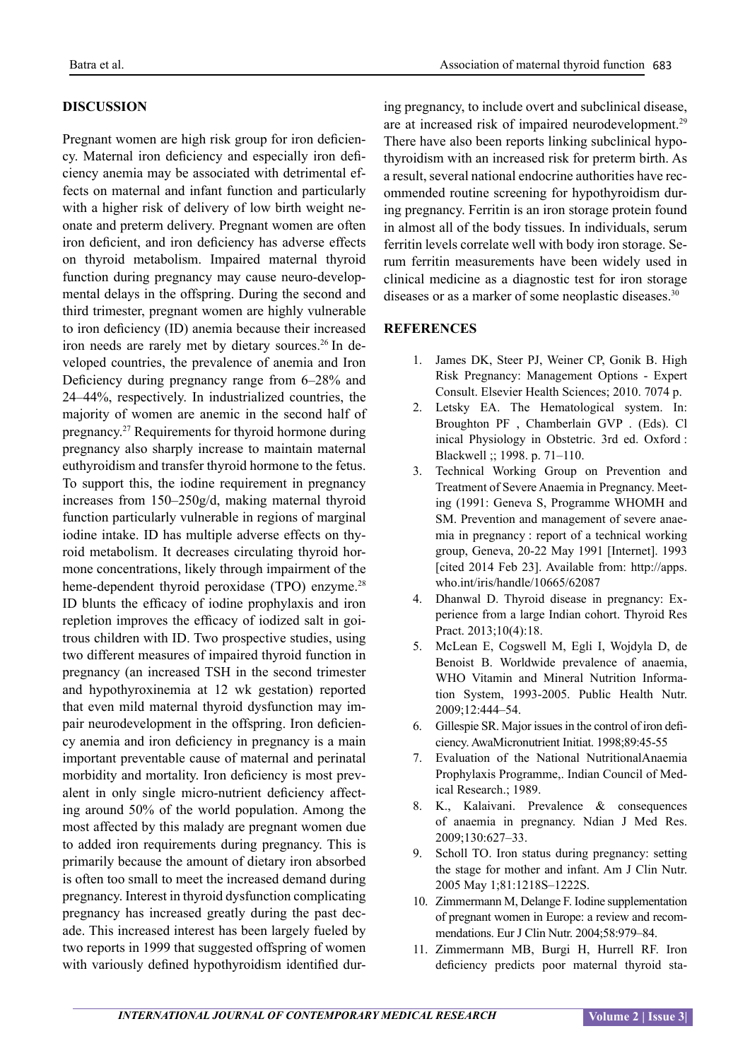## DISCUSSION

Pregnant women are high risk group for iron deficiency. Maternal iron deficiency and especially iron deficiency anemia may be associated with detrimental effects on maternal and infant function and particularly with a higher risk of delivery of low birth weight neonate and preterm delivery. Pregnant women are often iron deficient, and iron deficiency has adverse effects on thyroid metabolism. Impaired maternal thyroid function during pregnancy may cause neuro-developmental delays in the offspring. During the second and third trimester, pregnant women are highly vulnerable to iron deficiency (ID) anemia because their increased iron needs are rarely met by dietary sources.[26] In developed countries, the prevalence of anemia and Iron Deficiency during pregnancy range from 6–28% and 24–44%, respectively. In industrialized countries, the majority of women are anemic in the second half of pregnancy.[27] Requirements for thyroid hormone during pregnancy also sharply increase to maintain maternal euthyroidism and transfer thyroid hormone to the fetus. To support this, the iodine requirement in pregnancy increases from 150–250g/d, making maternal thyroid function particularly vulnerable in regions of marginal iodine intake. ID has multiple adverse effects on thyroid metabolism. It decreases circulating thyroid hormone concentrations, likely through impairment of the heme-dependent thyroid peroxidase (TPO) enzyme.[28] ID blunts the efficacy of iodine prophylaxis and iron repletion improves the efficacy of iodized salt in goitrous children with ID. Two prospective studies, using two different measures of impaired thyroid function in pregnancy (an increased TSH in the second trimester and hypothyroxinemia at 12 wk gestation) reported that even mild maternal thyroid dysfunction may impair neurodevelopment in the offspring. Iron deficiency anemia and iron deficiency in pregnancy is a main important preventable cause of maternal and perinatal morbidity and mortality. Iron deficiency is most prevalent in only single micro-nutrient deficiency affecting around 50% of the world population. Among the most affected by this malady are pregnant women due to added iron requirements during pregnancy. This is primarily because the amount of dietary iron absorbed is often too small to meet the increased demand during pregnancy. Interest in thyroid dysfunction complicating pregnancy has increased greatly during the past decade. This increased interest has been largely fueled by two reports in 1999 that suggested offspring of women with variously defined hypothyroidism identified during pregnancy, to include overt and subclinical disease, are at increased risk of impaired neurodevelopment.[29] There have also been reports linking subclinical hypothyroidism with an increased risk for preterm birth. As a result, several national endocrine authorities have recommended routine screening for hypothyroidism during pregnancy. Ferritin is an iron storage protein found in almost all of the body tissues. In individuals, serum ferritin levels correlate well with body iron storage. Serum ferritin measurements have been widely used in clinical medicine as a diagnostic test for iron storage diseases or as a marker of some neoplastic diseases.[30]

## REFERENCES

1. James DK, Steer PJ, Weiner CP, Gonik B. High Risk Pregnancy: Management Options - Expert Consult. Elsevier Health Sciences; 2010. 7074 p.
2. Letsky EA. The Hematological system. In: Broughton PF , Chamberlain GVP . (Eds). Cl inical Physiology in Obstetric. 3rd ed. Oxford : Blackwell ;; 1998. p. 71–110.
3. Technical Working Group on Prevention and Treatment of Severe Anaemia in Pregnancy. Meeting (1991: Geneva S, Programme WHOMH and SM. Prevention and management of severe anaemia in pregnancy : report of a technical working group, Geneva, 20-22 May 1991 [Internet]. 1993 [cited 2014 Feb 23]. Available from: http://apps.who.int/iris/handle/10665/62087
4. Dhanwal D. Thyroid disease in pregnancy: Experience from a large Indian cohort. Thyroid Res Pract. 2013;10(4):18.
5. McLean E, Cogswell M, Egli I, Wojdyla D, de Benoist B. Worldwide prevalence of anaemia, WHO Vitamin and Mineral Nutrition Information System, 1993-2005. Public Health Nutr. 2009;12:444–54.
6. Gillespie SR. Major issues in the control of iron deficiency. AwaMicronutrient Initiat. 1998;89:45-55
7. Evaluation of the National NutritionalAnaemia Prophylaxis Programme,. Indian Council of Medical Research.; 1989.
8. K., Kalaivani. Prevalence & consequences of anaemia in pregnancy. Ndian J Med Res. 2009;130:627–33.
9. Scholl TO. Iron status during pregnancy: setting the stage for mother and infant. Am J Clin Nutr. 2005 May 1;81:1218S–1222S.
10. Zimmermann M, Delange F. Iodine supplementation of pregnant women in Europe: a review and recommendations. Eur J Clin Nutr. 2004;58:979–84.
11. Zimmermann MB, Burgi H, Hurrell RF. Iron deficiency predicts poor maternal thyroid sta-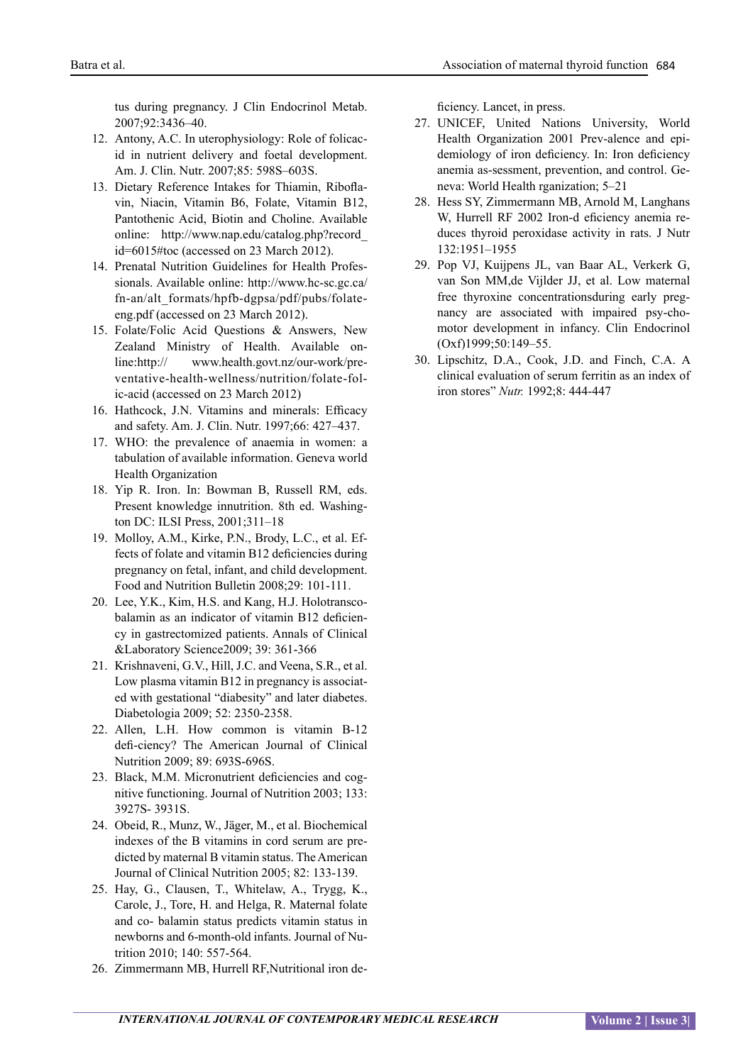tus during pregnancy. J Clin Endocrinol Metab. 2007;92:3436–40.

12. Antony, A.C. In uterophysiology: Role of folicacid in nutrient delivery and foetal development. Am. J. Clin. Nutr. 2007;85: 598S–603S.
13. Dietary Reference Intakes for Thiamin, Riboflavin, Niacin, Vitamin B6, Folate, Vitamin B12, Pantothenic Acid, Biotin and Choline. Available online: http://www.nap.edu/catalog.php?record_id=6015#toc (accessed on 23 March 2012).
14. Prenatal Nutrition Guidelines for Health Professionals. Available online: http://www.hc-sc.gc.ca/fn-an/alt_formats/hpfb-dgpsa/pdf/pubs/folate-eng.pdf (accessed on 23 March 2012).
15. Folate/Folic Acid Questions & Answers, New Zealand Ministry of Health. Available online:http:// www.health.govt.nz/our-work/preventative-health-wellness/nutrition/folate-folic-acid (accessed on 23 March 2012)
16. Hathcock, J.N. Vitamins and minerals: Efficacy and safety. Am. J. Clin. Nutr. 1997;66: 427–437.
17. WHO: the prevalence of anaemia in women: a tabulation of available information. Geneva world Health Organization
18. Yip R. Iron. In: Bowman B, Russell RM, eds. Present knowledge innutrition. 8th ed. Washington DC: ILSI Press, 2001;311–18
19. Molloy, A.M., Kirke, P.N., Brody, L.C., et al. Effects of folate and vitamin B12 deficiencies during pregnancy on fetal, infant, and child development. Food and Nutrition Bulletin 2008;29: 101-111.
20. Lee, Y.K., Kim, H.S. and Kang, H.J. Holotranscobalamin as an indicator of vitamin B12 deficiency in gastrectomized patients. Annals of Clinical &Laboratory Science2009; 39: 361-366
21. Krishnaveni, G.V., Hill, J.C. and Veena, S.R., et al. Low plasma vitamin B12 in pregnancy is associated with gestational "diabesity" and later diabetes. Diabetologia 2009; 52: 2350-2358.
22. Allen, L.H. How common is vitamin B-12 defi-ciency? The American Journal of Clinical Nutrition 2009; 89: 693S-696S.
23. Black, M.M. Micronutrient deficiencies and cognitive functioning. Journal of Nutrition 2003; 133: 3927S- 3931S.
24. Obeid, R., Munz, W., Jäger, M., et al. Biochemical indexes of the B vitamins in cord serum are predicted by maternal B vitamin status. The American Journal of Clinical Nutrition 2005; 82: 133-139.
25. Hay, G., Clausen, T., Whitelaw, A., Trygg, K., Carole, J., Tore, H. and Helga, R. Maternal folate and co- balamin status predicts vitamin status in newborns and 6-month-old infants. Journal of Nutrition 2010; 140: 557-564.
26. Zimmermann MB, Hurrell RF,Nutritional iron deficiency. Lancet, in press.
27. UNICEF, United Nations University, World Health Organization 2001 Prev-alence and epidemiology of iron deficiency. In: Iron deficiency anemia as-sessment, prevention, and control. Geneva: World Health rganization; 5–21
28. Hess SY, Zimmermann MB, Arnold M, Langhans W, Hurrell RF 2002 Iron-d eficiency anemia reduces thyroid peroxidase activity in rats. J Nutr 132:1951–1955
29. Pop VJ, Kuijpens JL, van Baar AL, Verkerk G, van Son MM,de Vijlder JJ, et al. Low maternal free thyroxine concentrationsduring early pregnancy are associated with impaired psy-chomotor development in infancy. Clin Endocrinol (Oxf)1999;50:149–55.
30. Lipschitz, D.A., Cook, J.D. and Finch, C.A. A clinical evaluation of serum ferritin as an index of iron stores" *Nutr.* 1992;8: 444-447